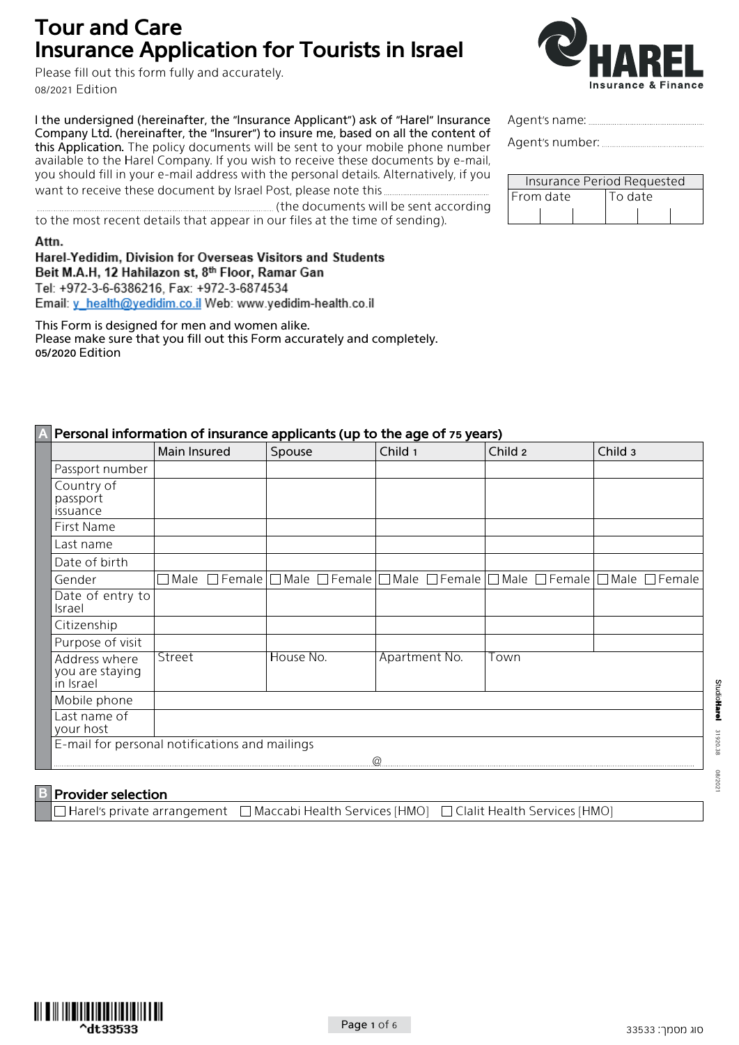# Tour and Care
# Insurance Application for Tourists in Israel

Please fill out this form fully and accurately.
08/2021 Edition

HAREL Insurance & Finance

I the undersigned (hereinafter, the "Insurance Applicant") ask of "Harel" Insurance Company Ltd. (hereinafter, the "Insurer") to insure me, based on all the content of this Application. The policy documents will be sent to your mobile phone number available to the Harel Company. If you wish to receive these documents by e-mail, you should fill in your e-mail address with the personal details. Alternatively, if you want to receive these document by Israel Post, please note this ..................................................................................................................... (the documents will be sent according to the most recent details that appear in our files at the time of sending).

Agent's name: ..............................

Agent's number: ..............................

| Insurance Period Requested | | | | | |
|---|---|---|---|---|---|
| From date | | | To date | | |
| | | | | | |

**Attn.**
**Harel-Yedidim, Division for Overseas Visitors and Students**
**Beit M.A.H, 12 Hahilazon st, 8th Floor, Ramar Gan**
Tel: +972-3-6-6386216, Fax: +972-3-6874534
Email: y_health@yedidim.co.il Web: www.yedidim-health.co.il

This Form is designed for men and women alike.
Please make sure that you fill out this Form accurately and completely.
**05/2020** Edition

## A Personal information of insurance applicants (up to the age of 75 years)

| | Main Insured | Spouse | Child 1 | Child 2 | Child 3 |
|---|---|---|---|---|---|
| Passport number | | | | | |
| Country of passport issuance | | | | | |
| First Name | | | | | |
| Last name | | | | | |
| Date of birth | | | | | |
| Gender | ☐ Male ☐ Female | ☐ Male ☐ Female | ☐ Male ☐ Female | ☐ Male ☐ Female | ☐ Male ☐ Female |
| Date of entry to Israel | | | | | |
| Citizenship | | | | | |
| Purpose of visit | | | | | |
| Address where you are staying in Israel | Street | House No. | Apartment No. | Town | |
| Mobile phone | | | | | |
| Last name of your host | | | | | |
| E-mail for personal notifications and mailings | ..............................@.............................. | | | | |

## B Provider selection

☐ Harel's private arrangement ☐ Maccabi Health Services [HMO] ☐ Clalit Health Services [HMO]

^dt33533

סוג מסמך: 33533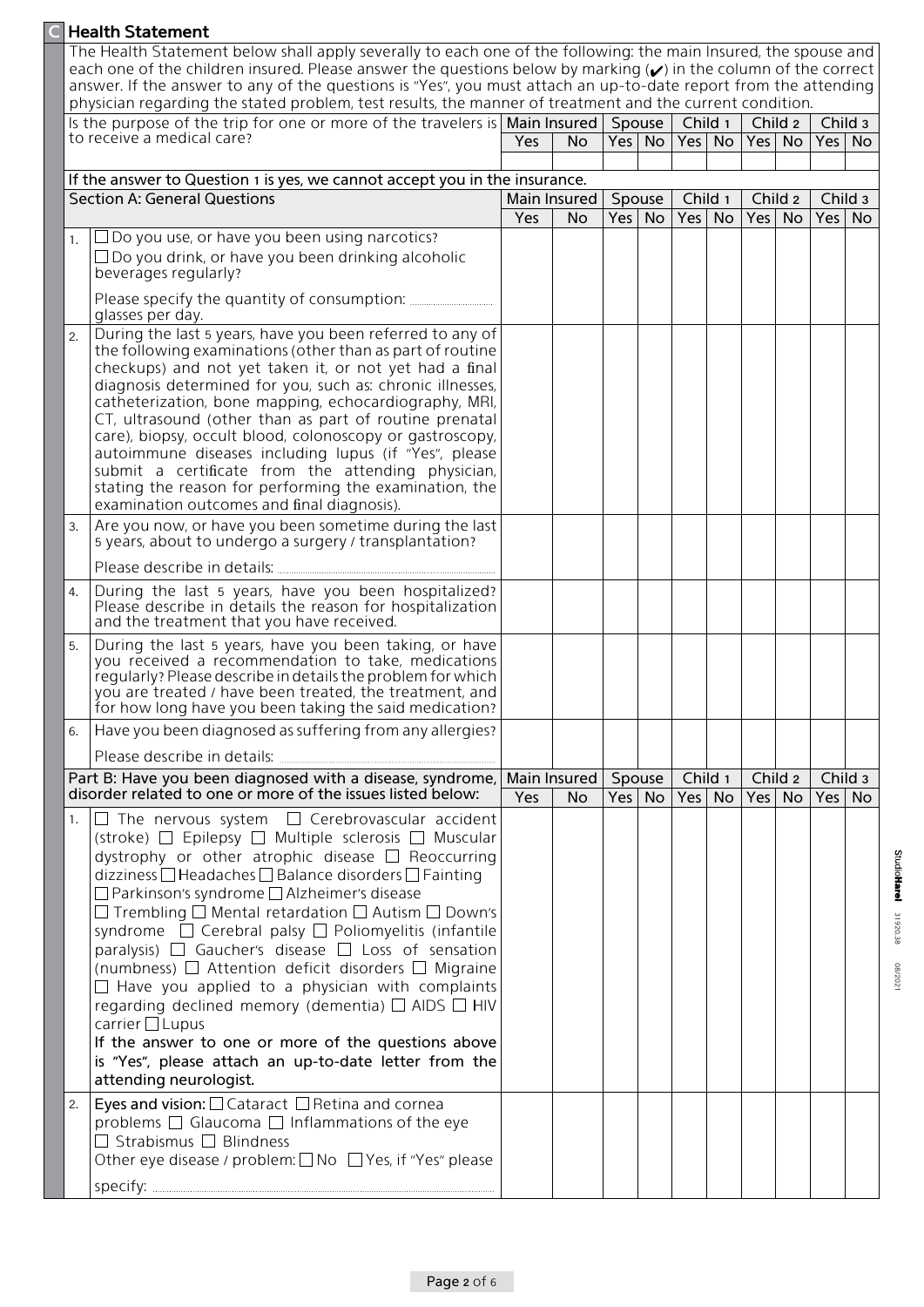## C Health Statement

The Health Statement below shall apply severally to each one of the following: the main Insured, the spouse and each one of the children insured. Please answer the questions below by marking (✔) in the column of the correct answer. If the answer to any of the questions is "Yes", you must attach an up-to-date report from the attending physician regarding the stated problem, test results, the manner of treatment and the current condition.

| Is the purpose of the trip for one or more of the travelers is to receive a medical care? | Main Insured | | Spouse | | Child 1 | | Child 2 | | Child 3 | |
|---|---|---|---|---|---|---|---|---|---|---|
| | Yes | No | Yes | No | Yes | No | Yes | No | Yes | No |
| | | | | | | | | | | |

If the answer to Question 1 is yes, we cannot accept you in the insurance.

| Section A: General Questions | Main Insured | | Spouse | | Child 1 | | Child 2 | | Child 3 | |
|---|---|---|---|---|---|---|---|---|---|---|
| | Yes | No | Yes | No | Yes | No | Yes | No | Yes | No |
| 1. ☐ Do you use, or have you been using narcotics? ☐ Do you drink, or have you been drinking alcoholic beverages regularly? Please specify the quantity of consumption: ........ glasses per day. | | | | | | | | | | |
| 2. During the last 5 years, have you been referred to any of the following examinations (other than as part of routine checkups) and not yet taken it, or not yet had a final diagnosis determined for you, such as: chronic illnesses, catheterization, bone mapping, echocardiography, MRI, CT, ultrasound (other than as part of routine prenatal care), biopsy, occult blood, colonoscopy or gastroscopy, autoimmune diseases including lupus (if "Yes", please submit a certificate from the attending physician, stating the reason for performing the examination, the examination outcomes and final diagnosis). | | | | | | | | | | |
| 3. Are you now, or have you been sometime during the last 5 years, about to undergo a surgery / transplantation? Please describe in details: ........ | | | | | | | | | | |
| 4. During the last 5 years, have you been hospitalized? Please describe in details the reason for hospitalization and the treatment that you have received. | | | | | | | | | | |
| 5. During the last 5 years, have you been taking, or have you received a recommendation to take, medications regularly? Please describe in details the problem for which you are treated / have been treated, the treatment, and for how long have you been taking the said medication? | | | | | | | | | | |
| 6. Have you been diagnosed as suffering from any allergies? Please describe in details: ........ | | | | | | | | | | |

| Part B: Have you been diagnosed with a disease, syndrome, disorder related to one or more of the issues listed below: | Main Insured | | Spouse | | Child 1 | | Child 2 | | Child 3 | |
|---|---|---|---|---|---|---|---|---|---|---|
| | Yes | No | Yes | No | Yes | No | Yes | No | Yes | No |
| 1. ☐ The nervous system ☐ Cerebrovascular accident (stroke) ☐ Epilepsy ☐ Multiple sclerosis ☐ Muscular dystrophy or other atrophic disease ☐ Reoccurring dizziness ☐ Headaches ☐ Balance disorders ☐ Fainting ☐ Parkinson's syndrome ☐ Alzheimer's disease ☐ Trembling ☐ Mental retardation ☐ Autism ☐ Down's syndrome ☐ Cerebral palsy ☐ Poliomyelitis (infantile paralysis) ☐ Gaucher's disease ☐ Loss of sensation (numbness) ☐ Attention deficit disorders ☐ Migraine ☐ Have you applied to a physician with complaints regarding declined memory (dementia) ☐ AIDS ☐ HIV carrier ☐ Lupus **If the answer to one or more of the questions above is "Yes", please attach an up-to-date letter from the attending neurologist.** | | | | | | | | | | |
| 2. **Eyes and vision:** ☐ Cataract ☐ Retina and cornea problems ☐ Glaucoma ☐ Inflammations of the eye ☐ Strabismus ☐ Blindness Other eye disease / problem: ☐ No ☐ Yes, if "Yes" please specify: ........ | | | | | | | | | | |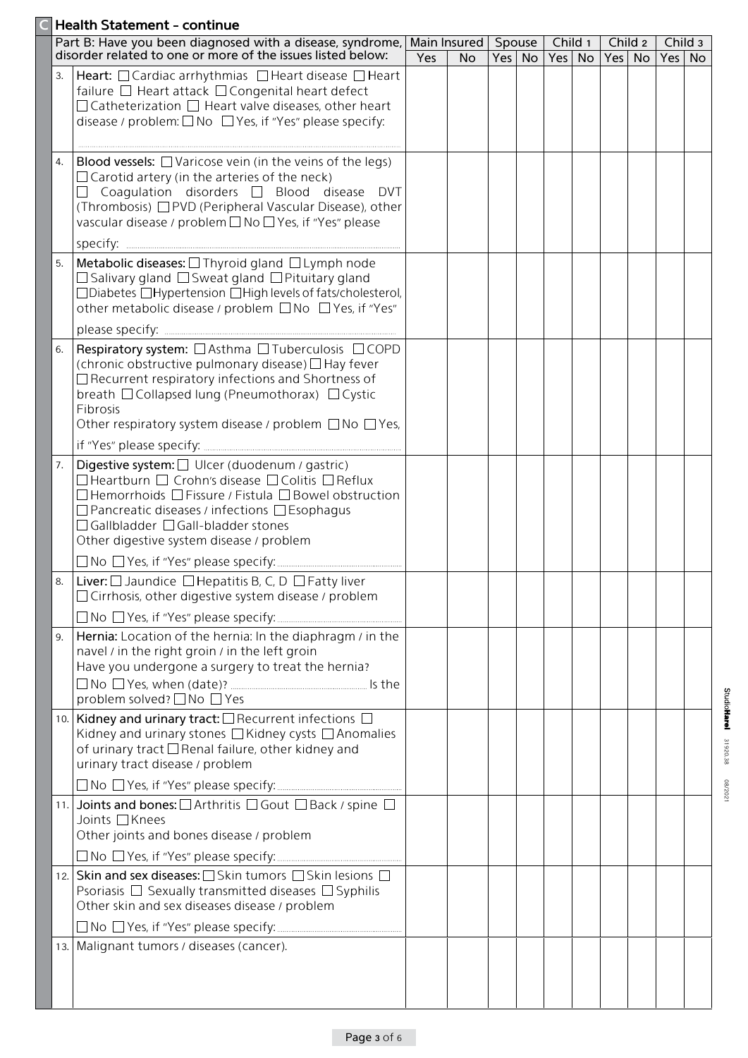## C Health Statement - continue

| Part B: Have you been diagnosed with a disease, syndrome, disorder related to one or more of the issues listed below: | | Main Insured | | Spouse | | Child 1 | | Child 2 | | Child 3 | |
|---|---|---|---|---|---|---|---|---|---|---|---|
| | | Yes | No | Yes | No | Yes | No | Yes | No | Yes | No |
| 3. | **Heart:** ☐ Cardiac arrhythmias ☐ Heart disease ☐ Heart failure ☐ Heart attack ☐ Congenital heart defect ☐ Catheterization ☐ Heart valve diseases, other heart disease / problem: ☐ No ☐ Yes, if "Yes" please specify: ............ | | | | | | | | | | |
| 4. | **Blood vessels:** ☐ Varicose vein (in the veins of the legs) ☐ Carotid artery (in the arteries of the neck) ☐ Coagulation disorders ☐ Blood disease DVT (Thrombosis) ☐ PVD (Peripheral Vascular Disease), other vascular disease / problem ☐ No ☐ Yes, if "Yes" please specify: ............ | | | | | | | | | | |
| 5. | **Metabolic diseases:** ☐ Thyroid gland ☐ Lymph node ☐ Salivary gland ☐ Sweat gland ☐ Pituitary gland ☐ Diabetes ☐ Hypertension ☐ High levels of fats/cholesterol, other metabolic disease / problem ☐ No ☐ Yes, if "Yes" please specify: ............ | | | | | | | | | | |
| 6. | **Respiratory system:** ☐ Asthma ☐ Tuberculosis ☐ COPD (chronic obstructive pulmonary disease) ☐ Hay fever ☐ Recurrent respiratory infections and Shortness of breath ☐ Collapsed lung (Pneumothorax) ☐ Cystic Fibrosis Other respiratory system disease / problem ☐ No ☐ Yes, if "Yes" please specify: ............ | | | | | | | | | | |
| 7. | **Digestive system:** ☐ Ulcer (duodenum / gastric) ☐ Heartburn ☐ Crohn's disease ☐ Colitis ☐ Reflux ☐ Hemorrhoids ☐ Fissure / Fistula ☐ Bowel obstruction ☐ Pancreatic diseases / infections ☐ Esophagus ☐ Gallbladder ☐ Gall-bladder stones Other digestive system disease / problem ☐ No ☐ Yes, if "Yes" please specify: ............ | | | | | | | | | | |
| 8. | **Liver:** ☐ Jaundice ☐ Hepatitis B, C, D ☐ Fatty liver ☐ Cirrhosis, other digestive system disease / problem ☐ No ☐ Yes, if "Yes" please specify: ............ | | | | | | | | | | |
| 9. | **Hernia:** Location of the hernia: In the diaphragm / in the navel / in the right groin / in the left groin Have you undergone a surgery to treat the hernia? ☐ No ☐ Yes, when (date)? ............ Is the problem solved? ☐ No ☐ Yes | | | | | | | | | | |
| 10. | **Kidney and urinary tract:** ☐ Recurrent infections ☐ Kidney and urinary stones ☐ Kidney cysts ☐ Anomalies of urinary tract ☐ Renal failure, other kidney and urinary tract disease / problem ☐ No ☐ Yes, if "Yes" please specify: ............ | | | | | | | | | | |
| 11. | **Joints and bones:** ☐ Arthritis ☐ Gout ☐ Back / spine ☐ Joints ☐ Knees Other joints and bones disease / problem ☐ No ☐ Yes, if "Yes" please specify: ............ | | | | | | | | | | |
| 12. | **Skin and sex diseases:** ☐ Skin tumors ☐ Skin lesions ☐ Psoriasis ☐ Sexually transmitted diseases ☐ Syphilis Other skin and sex diseases disease / problem ☐ No ☐ Yes, if "Yes" please specify: ............ | | | | | | | | | | |
| 13. | Malignant tumors / diseases (cancer). | | | | | | | | | | |

StudioHarel 31920.38 08/2021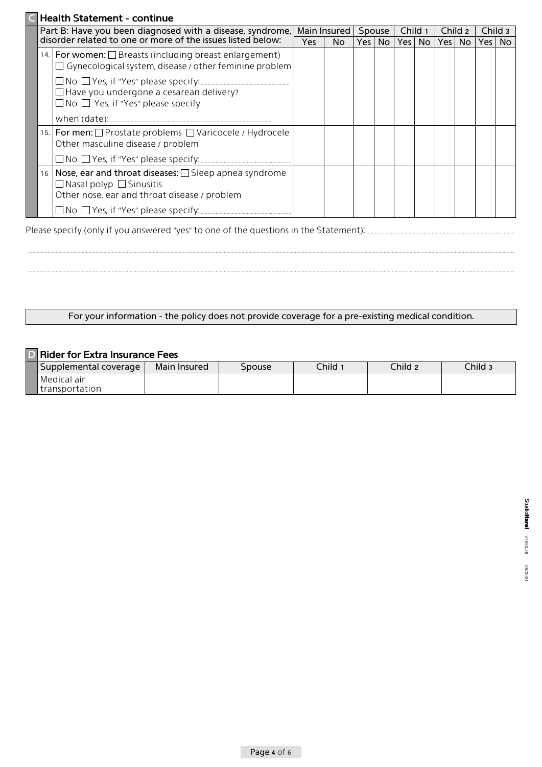## C Health Statement - continue

| Part B: Have you been diagnosed with a disease, syndrome, disorder related to one or more of the issues listed below: | Main Insured | | Spouse | | Child 1 | | Child 2 | | Child 3 | |
|---|---|---|---|---|---|---|---|---|---|---|
| | Yes | No | Yes | No | Yes | No | Yes | No | Yes | No |
| 14. **For women:** ☐ Breasts (including breast enlargement) ☐ Gynecological system, disease / other feminine problem ☐ No ☐ Yes, if "Yes" please specify: ☐ Have you undergone a cesarean delivery? ☐ No ☐ Yes, if "Yes" please specify when (date): | | | | | | | | | | |
| 15. **For men:** ☐ Prostate problems ☐ Varicocele / Hydrocele Other masculine disease / problem ☐ No ☐ Yes, if "Yes" please specify: | | | | | | | | | | |
| 16 **Nose, ear and throat diseases:** ☐ Sleep apnea syndrome ☐ Nasal polyp ☐ Sinusitis Other nose, ear and throat disease / problem ☐ No ☐ Yes, if "Yes" please specify: | | | | | | | | | | |

Please specify (only if you answered "yes" to one of the questions in the Statement):

For your information - the policy does not provide coverage for a pre-existing medical condition.

## D Rider for Extra Insurance Fees

| Supplemental coverage | Main Insured | Spouse | Child 1 | Child 2 | Child 3 |
|---|---|---|---|---|---|
| Medical air transportation | | | | | |

StudioHarel 31920.38 08/2021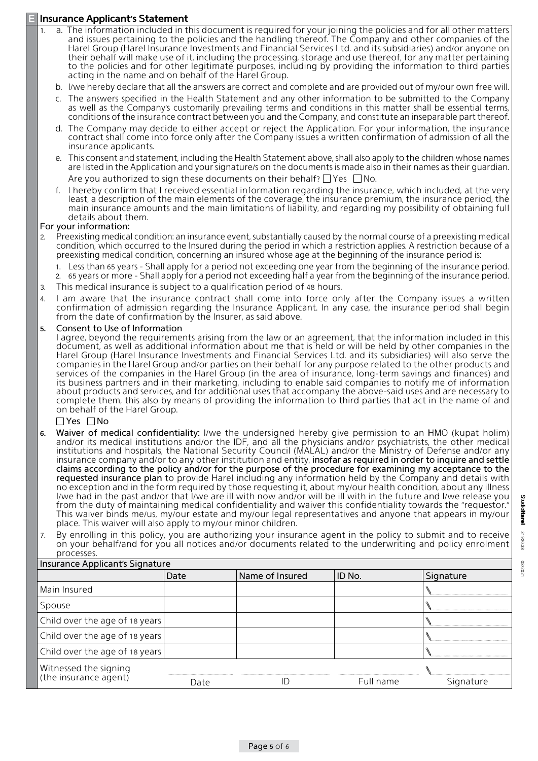## E Insurance Applicant's Statement

1. a. The information included in this document is required for your joining the policies and for all other matters and issues pertaining to the policies and the handling thereof. The Company and other companies of the Harel Group (Harel Insurance Investments and Financial Services Ltd. and its subsidiaries) and/or anyone on their behalf will make use of it, including the processing, storage and use thereof, for any matter pertaining to the policies and for other legitimate purposes, including by providing the information to third parties acting in the name and on behalf of the Harel Group.

   b. I/we hereby declare that all the answers are correct and complete and are provided out of my/our own free will.

   c. The answers specified in the Health Statement and any other information to be submitted to the Company as well as the Company's customarily prevailing terms and conditions in this matter shall be essential terms, conditions of the insurance contract between you and the Company, and constitute an inseparable part thereof.

   d. The Company may decide to either accept or reject the Application. For your information, the insurance contract shall come into force only after the Company issues a written confirmation of admission of all the insurance applicants.

   e. This consent and statement, including the Health Statement above, shall also apply to the children whose names are listed in the Application and your signature/s on the documents is made also in their names as their guardian. Are you authorized to sign these documents on their behalf? ☐ Yes ☐ No.

   f. I hereby confirm that I received essential information regarding the insurance, which included, at the very least, a description of the main elements of the coverage, the insurance premium, the insurance period, the main insurance amounts and the main limitations of liability, and regarding my possibility of obtaining full details about them.

For your information:

2. Preexisting medical condition: an insurance event, substantially caused by the normal course of a preexisting medical condition, which occurred to the Insured during the period in which a restriction applies. A restriction because of a preexisting medical condition, concerning an insured whose age at the beginning of the insurance period is:
   1. Less than 65 years - Shall apply for a period not exceeding one year from the beginning of the insurance period.
   2. 65 years or more - Shall apply for a period not exceeding half a year from the beginning of the insurance period.
3. This medical insurance is subject to a qualification period of 48 hours.
4. I am aware that the insurance contract shall come into force only after the Company issues a written confirmation of admission regarding the Insurance Applicant. In any case, the insurance period shall begin from the date of confirmation by the Insurer, as said above.
5. **Consent to Use of Information**
   I agree, beyond the requirements arising from the law or an agreement, that the information included in this document, as well as additional information about me that is held or will be held by other companies in the Harel Group (Harel Insurance Investments and Financial Services Ltd. and its subsidiaries) will also serve the companies in the Harel Group and/or parties on their behalf for any purpose related to the other products and services of the companies in the Harel Group (in the area of insurance, long-term savings and finances) and its business partners and in their marketing, including to enable said companies to notify me of information about products and services, and for additional uses that accompany the above-said uses and are necessary to complete them, this also by means of providing the information to third parties that act in the name of and on behalf of the Harel Group.
   ☐ Yes ☐ No
6. **Waiver of medical confidentiality:** I/we the undersigned hereby give permission to an HMO (kupat holim) and/or its medical institutions and/or the IDF, and all the physicians and/or psychiatrists, the other medical institutions and hospitals, the National Security Council (MALAL) and/or the Ministry of Defense and/or any insurance company and/or to any other institution and entity, **insofar as required in order to inquire and settle claims according to the policy and/or for the purpose of the procedure for examining my acceptance to the requested insurance plan** to provide Harel including any information held by the Company and details with no exception and in the form required by those requesting it, about my/our health condition, about any illness I/we had in the past and/or that I/we are ill with now and/or will be ill with in the future and I/we release you from the duty of maintaining medical confidentiality and waiver this confidentiality towards the "requestor." This waiver binds me/us, my/our estate and my/our legal representatives and anyone that appears in my/our place. This waiver will also apply to my/our minor children.
7. By enrolling in this policy, you are authorizing your insurance agent in the policy to submit and to receive on your behalf/and for you all notices and/or documents related to the underwriting and policy enrolment processes.

**Insurance Applicant's Signature**

| | Date | Name of Insured | ID No. | Signature |
|---|---|---|---|---|
| Main Insured | | | | |
| Spouse | | | | |
| Child over the age of 18 years | | | | |
| Child over the age of 18 years | | | | |
| Child over the age of 18 years | | | | |
| Witnessed the signing (the insurance agent) | Date | ID | Full name | Signature |

StudioHarel 31920.38 08/2021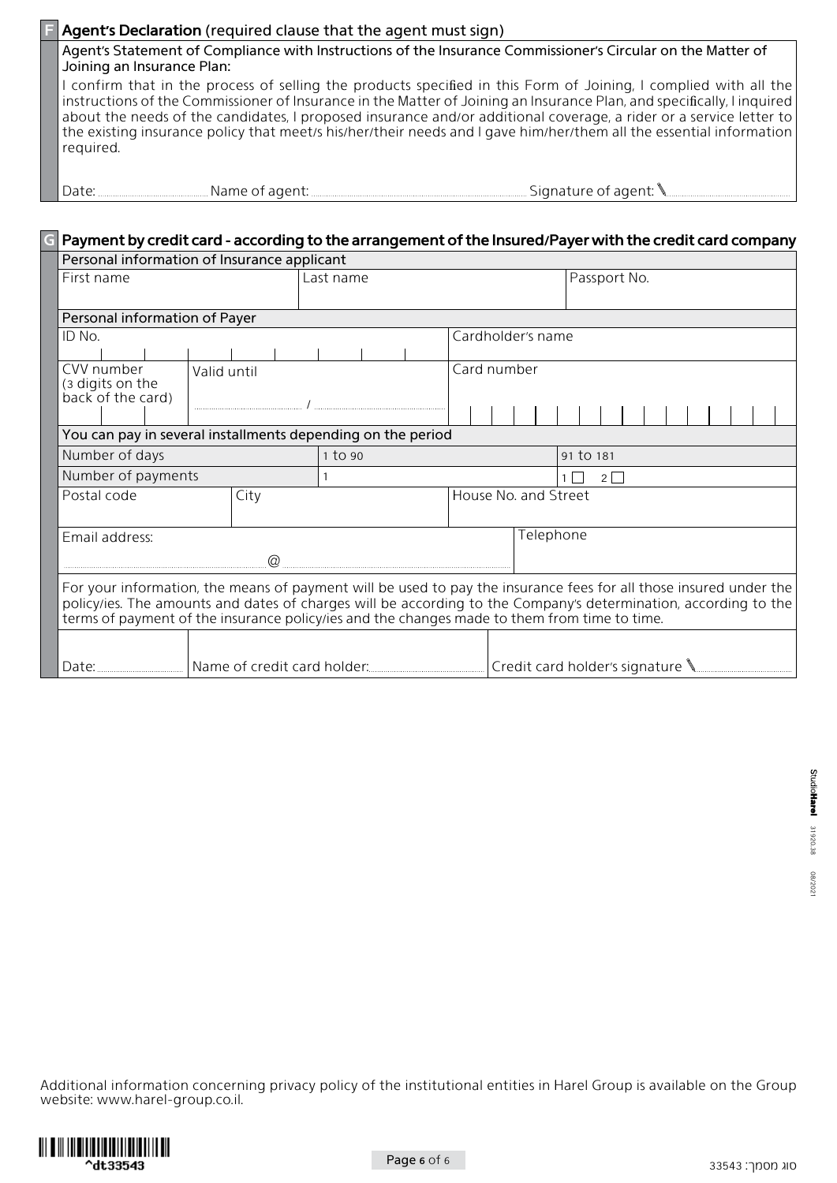## F Agent's Declaration (required clause that the agent must sign)

**Agent's Statement of Compliance with Instructions of the Insurance Commissioner's Circular on the Matter of Joining an Insurance Plan:**

I confirm that in the process of selling the products specified in this Form of Joining, I complied with all the instructions of the Commissioner of Insurance in the Matter of Joining an Insurance Plan, and specifically, I inquired about the needs of the candidates, I proposed insurance and/or additional coverage, a rider or a service letter to the existing insurance policy that meet/s his/her/their needs and I gave him/her/them all the essential information required.

Date: ............ Name of agent: ............ Signature of agent: ............

## G Payment by credit card - according to the arrangement of the Insured/Payer with the credit card company

| | | |
|---|---|---|
| **Personal information of Insurance applicant** | | |
| First name | Last name | Passport No. |

| | | |
|---|---|---|
| **Personal information of Payer** | | |
| ID No. | | Cardholder's name |
| CVV number (3 digits on the back of the card) | Valid until ......... / ......... | Card number |

| | | |
|---|---|---|
| **You can pay in several installments depending on the period** | | |
| Number of days | 1 to 90 | 91 to 181 |
| Number of payments | 1 | 1 ☐ 2 ☐ |

| | | |
|---|---|---|
| Postal code | City | House No. and Street |
| Email address: ......... @ ......... | | Telephone |

For your information, the means of payment will be used to pay the insurance fees for all those insured under the policy/ies. The amounts and dates of charges will be according to the Company's determination, according to the terms of payment of the insurance policy/ies and the changes made to them from time to time.

Date: ............ Name of credit card holder: ............ Credit card holder's signature ............

StudioHarel 31920.38 08/2021

Additional information concerning privacy policy of the institutional entities in Harel Group is available on the Group website: www.harel-group.co.il.

^dt33543

סוג מסמך: 33543